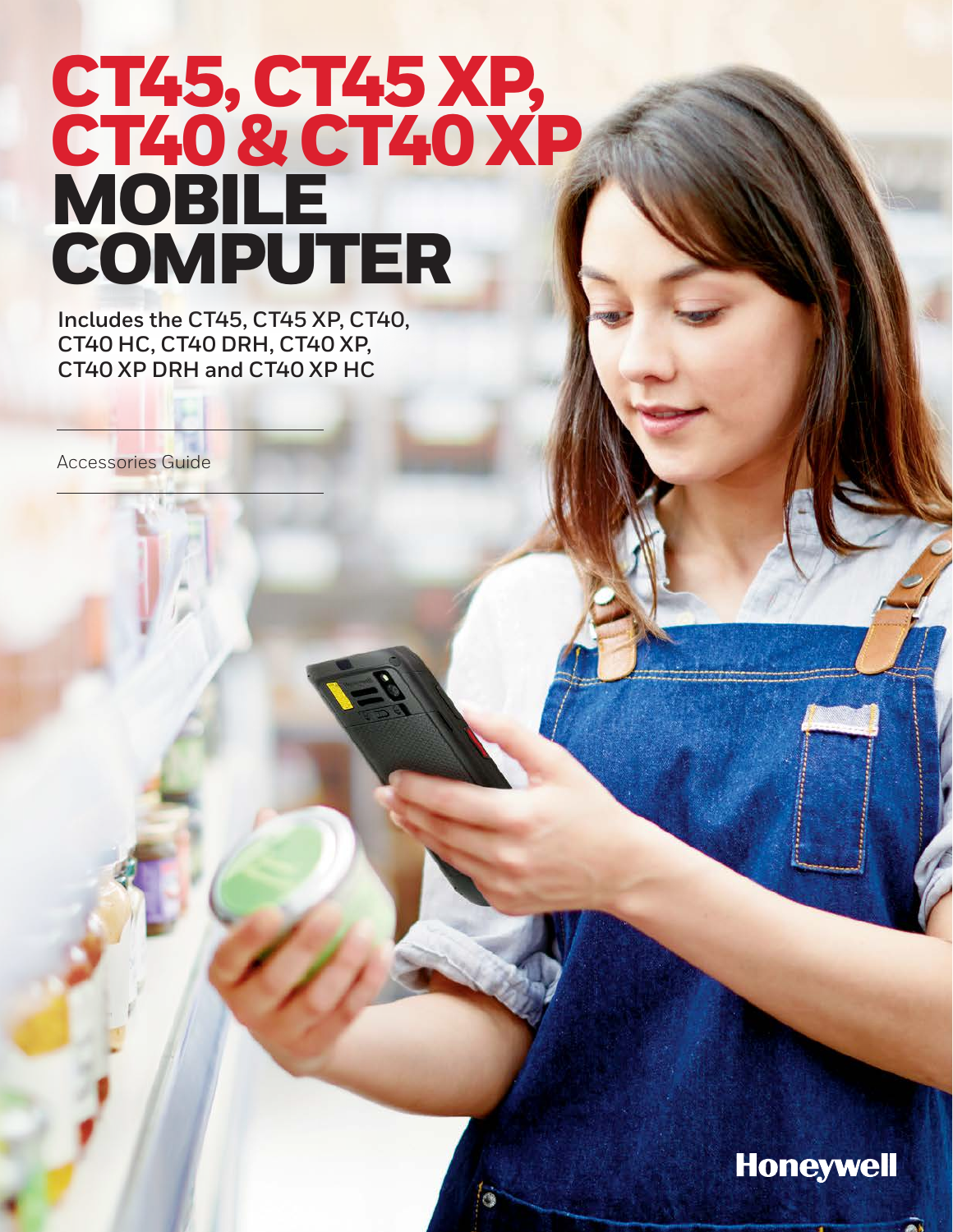# CT45, CT45 XP, CT40 & CT40 XP MOBILE COMPUTER

Includes the CT45, CT45 XP, CT40, CT40 HC, CT40 DRH, CT40 XP, CT40 XP DRH and CT40 XP HC

Accessories Guide

Honeywell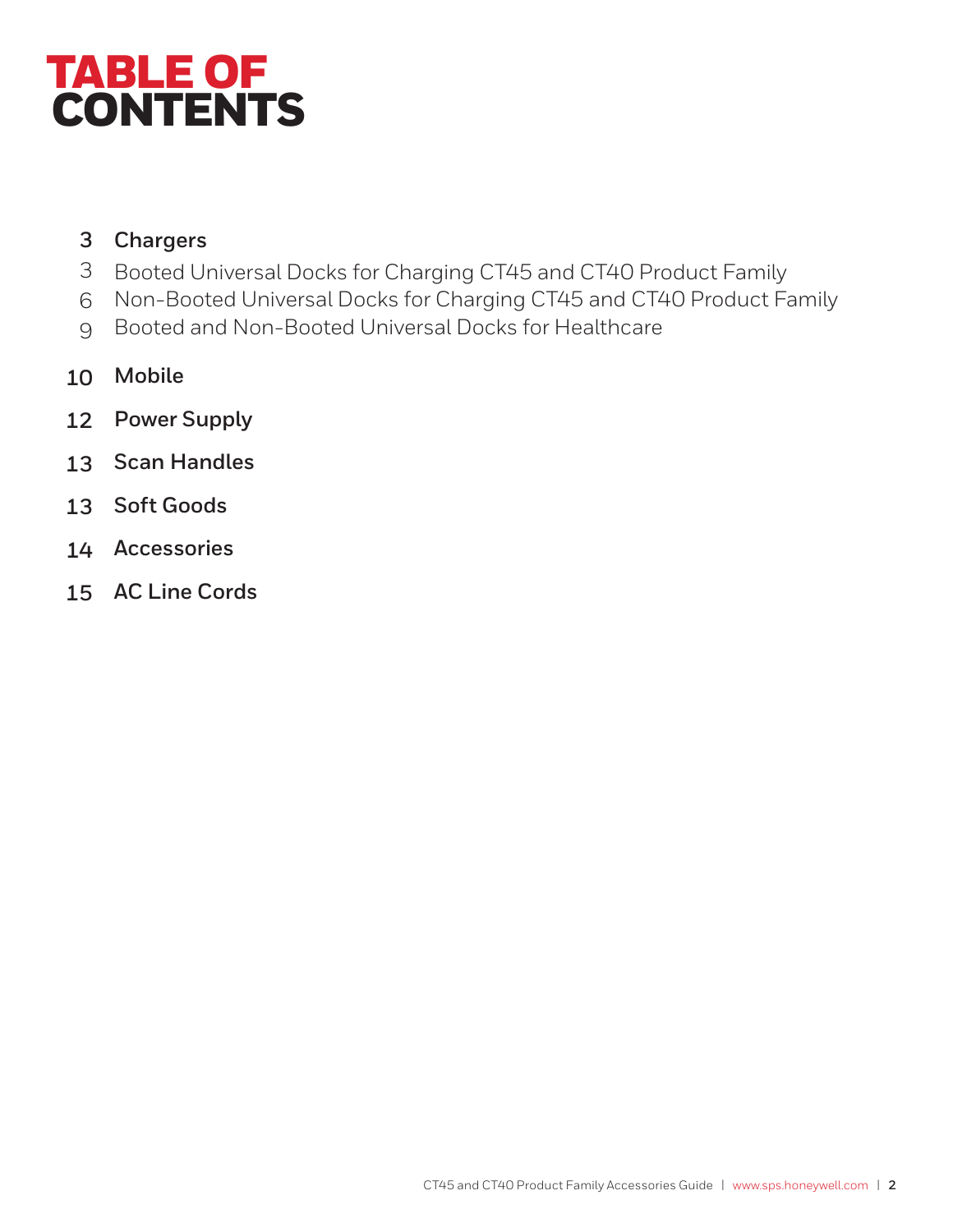# TABLE OF CONTENTS

- 3 **Chargers**
  - 3 Booted Universal Docks for Charging CT45 and CT40 Product Family
  - 6 Non-Booted Universal Docks for Charging CT45 and CT40 Product Family
  - 9 Booted and Non-Booted Universal Docks for Healthcare
- 10 **Mobile**
- 12 **Power Supply**
- 13 **Scan Handles**
- 13 **Soft Goods**
- 14 **Accessories**
- 15 **AC Line Cords**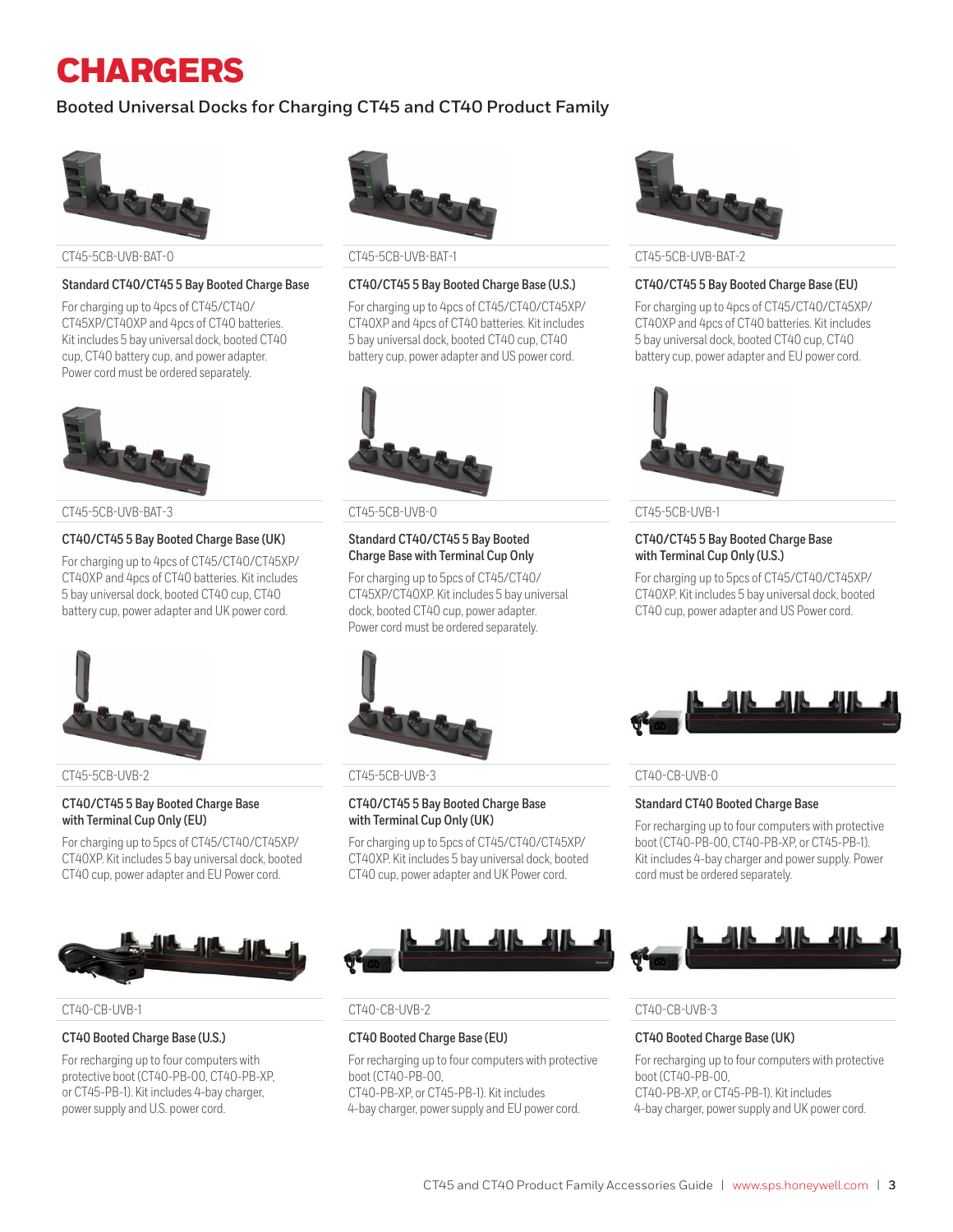# CHARGERS

## Booted Universal Docks for Charging CT45 and CT40 Product Family

CT45-5CB-UVB-BAT-0

### Standard CT40/CT45 5 Bay Booted Charge Base

For charging up to 4pcs of CT45/CT40/CT45XP/CT40XP and 4pcs of CT40 batteries. Kit includes 5 bay universal dock, booted CT40 cup, CT40 battery cup, and power adapter. Power cord must be ordered separately.

CT45-5CB-UVB-BAT-1

### CT40/CT45 5 Bay Booted Charge Base (U.S.)

For charging up to 4pcs of CT45/CT40/CT45XP/CT40XP and 4pcs of CT40 batteries. Kit includes 5 bay universal dock, booted CT40 cup, CT40 battery cup, power adapter and US power cord.

CT45-5CB-UVB-BAT-2

### CT40/CT45 5 Bay Booted Charge Base (EU)

For charging up to 4pcs of CT45/CT40/CT45XP/CT40XP and 4pcs of CT40 batteries. Kit includes 5 bay universal dock, booted CT40 cup, CT40 battery cup, power adapter and EU power cord.

CT45-5CB-UVB-BAT-3

### CT40/CT45 5 Bay Booted Charge Base (UK)

For charging up to 4pcs of CT45/CT40/CT45XP/CT40XP and 4pcs of CT40 batteries. Kit includes 5 bay universal dock, booted CT40 cup, CT40 battery cup, power adapter and UK power cord.

CT45-5CB-UVB-0

### Standard CT40/CT45 5 Bay Booted Charge Base with Terminal Cup Only

For charging up to 5pcs of CT45/CT40/CT45XP/CT40XP. Kit includes 5 bay universal dock, booted CT40 cup, power adapter. Power cord must be ordered separately.

CT45-5CB-UVB-1

### CT40/CT45 5 Bay Booted Charge Base with Terminal Cup Only (U.S.)

For charging up to 5pcs of CT45/CT40/CT45XP/CT40XP. Kit includes 5 bay universal dock, booted CT40 cup, power adapter and US Power cord.

CT45-5CB-UVB-2

### CT40/CT45 5 Bay Booted Charge Base with Terminal Cup Only (EU)

For charging up to 5pcs of CT45/CT40/CT45XP/CT40XP. Kit includes 5 bay universal dock, booted CT40 cup, power adapter and EU Power cord.

CT45-5CB-UVB-3

### CT40/CT45 5 Bay Booted Charge Base with Terminal Cup Only (UK)

For charging up to 5pcs of CT45/CT40/CT45XP/CT40XP. Kit includes 5 bay universal dock, booted CT40 cup, power adapter and UK Power cord.

CT40-CB-UVB-0

### Standard CT40 Booted Charge Base

For recharging up to four computers with protective boot (CT40-PB-00, CT40-PB-XP, or CT45-PB-1). Kit includes 4-bay charger and power supply. Power cord must be ordered separately.

CT40-CB-UVB-1

### CT40 Booted Charge Base (U.S.)

For recharging up to four computers with protective boot (CT40-PB-00, CT40-PB-XP, or CT45-PB-1). Kit includes 4-bay charger, power supply and U.S. power cord.

CT40-CB-UVB-2

### CT40 Booted Charge Base (EU)

For recharging up to four computers with protective boot (CT40-PB-00, CT40-PB-XP, or CT45-PB-1). Kit includes 4-bay charger, power supply and EU power cord.

CT40-CB-UVB-3

### CT40 Booted Charge Base (UK)

For recharging up to four computers with protective boot (CT40-PB-00, CT40-PB-XP, or CT45-PB-1). Kit includes 4-bay charger, power supply and UK power cord.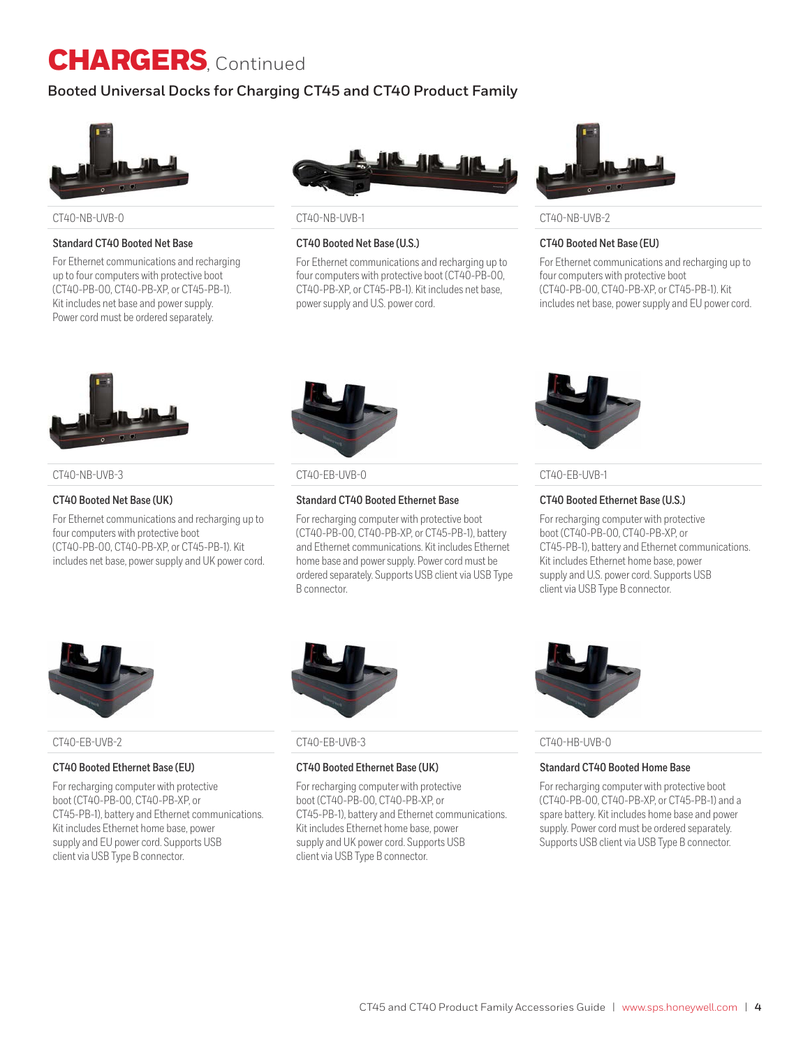# CHARGERS, Continued

## Booted Universal Docks for Charging CT45 and CT40 Product Family

CT40-NB-UVB-0

### Standard CT40 Booted Net Base

For Ethernet communications and recharging up to four computers with protective boot (CT40-PB-00, CT40-PB-XP, or CT45-PB-1). Kit includes net base and power supply. Power cord must be ordered separately.

CT40-NB-UVB-1

### CT40 Booted Net Base (U.S.)

For Ethernet communications and recharging up to four computers with protective boot (CT40-PB-00, CT40-PB-XP, or CT45-PB-1). Kit includes net base, power supply and U.S. power cord.

CT40-NB-UVB-2

### CT40 Booted Net Base (EU)

For Ethernet communications and recharging up to four computers with protective boot (CT40-PB-00, CT40-PB-XP, or CT45-PB-1). Kit includes net base, power supply and EU power cord.

CT40-NB-UVB-3

### CT40 Booted Net Base (UK)

For Ethernet communications and recharging up to four computers with protective boot (CT40-PB-00, CT40-PB-XP, or CT45-PB-1). Kit includes net base, power supply and UK power cord.

CT40-EB-UVB-0

### Standard CT40 Booted Ethernet Base

For recharging computer with protective boot (CT40-PB-00, CT40-PB-XP, or CT45-PB-1), battery and Ethernet communications. Kit includes Ethernet home base and power supply. Power cord must be ordered separately. Supports USB client via USB Type B connector.

CT40-EB-UVB-1

### CT40 Booted Ethernet Base (U.S.)

For recharging computer with protective boot (CT40-PB-00, CT40-PB-XP, or CT45-PB-1), battery and Ethernet communications. Kit includes Ethernet home base, power supply and U.S. power cord. Supports USB client via USB Type B connector.

CT40-EB-UVB-2

### CT40 Booted Ethernet Base (EU)

For recharging computer with protective boot (CT40-PB-00, CT40-PB-XP, or CT45-PB-1), battery and Ethernet communications. Kit includes Ethernet home base, power supply and EU power cord. Supports USB client via USB Type B connector.

CT40-EB-UVB-3

### CT40 Booted Ethernet Base (UK)

For recharging computer with protective boot (CT40-PB-00, CT40-PB-XP, or CT45-PB-1), battery and Ethernet communications. Kit includes Ethernet home base, power supply and UK power cord. Supports USB client via USB Type B connector.

CT40-HB-UVB-0

### Standard CT40 Booted Home Base

For recharging computer with protective boot (CT40-PB-00, CT40-PB-XP, or CT45-PB-1) and a spare battery. Kit includes home base and power supply. Power cord must be ordered separately. Supports USB client via USB Type B connector.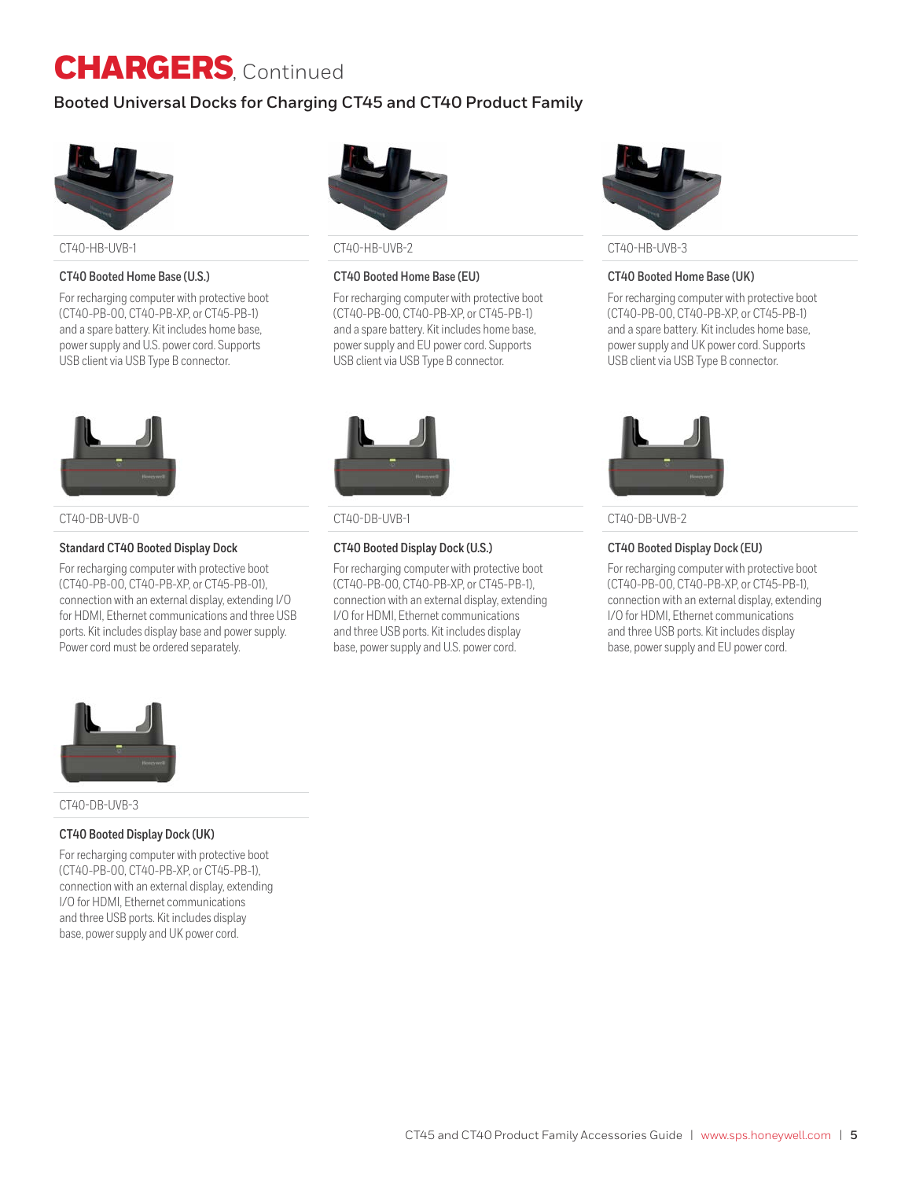# CHARGERS, Continued

## Booted Universal Docks for Charging CT45 and CT40 Product Family

CT40-HB-UVB-1

### CT40 Booted Home Base (U.S.)

For recharging computer with protective boot (CT40-PB-00, CT40-PB-XP, or CT45-PB-1) and a spare battery. Kit includes home base, power supply and U.S. power cord. Supports USB client via USB Type B connector.

CT40-HB-UVB-2

### CT40 Booted Home Base (EU)

For recharging computer with protective boot (CT40-PB-00, CT40-PB-XP, or CT45-PB-1) and a spare battery. Kit includes home base, power supply and EU power cord. Supports USB client via USB Type B connector.

CT40-HB-UVB-3

### CT40 Booted Home Base (UK)

For recharging computer with protective boot (CT40-PB-00, CT40-PB-XP, or CT45-PB-1) and a spare battery. Kit includes home base, power supply and UK power cord. Supports USB client via USB Type B connector.

CT40-DB-UVB-0

### Standard CT40 Booted Display Dock

For recharging computer with protective boot (CT40-PB-00, CT40-PB-XP, or CT45-PB-01), connection with an external display, extending I/O for HDMI, Ethernet communications and three USB ports. Kit includes display base and power supply. Power cord must be ordered separately.

CT40-DB-UVB-1

### CT40 Booted Display Dock (U.S.)

For recharging computer with protective boot (CT40-PB-00, CT40-PB-XP, or CT45-PB-1), connection with an external display, extending I/O for HDMI, Ethernet communications and three USB ports. Kit includes display base, power supply and U.S. power cord.

CT40-DB-UVB-2

### CT40 Booted Display Dock (EU)

For recharging computer with protective boot (CT40-PB-00, CT40-PB-XP, or CT45-PB-1), connection with an external display, extending I/O for HDMI, Ethernet communications and three USB ports. Kit includes display base, power supply and EU power cord.

CT40-DB-UVB-3

### CT40 Booted Display Dock (UK)

For recharging computer with protective boot (CT40-PB-00, CT40-PB-XP, or CT45-PB-1), connection with an external display, extending I/O for HDMI, Ethernet communications and three USB ports. Kit includes display base, power supply and UK power cord.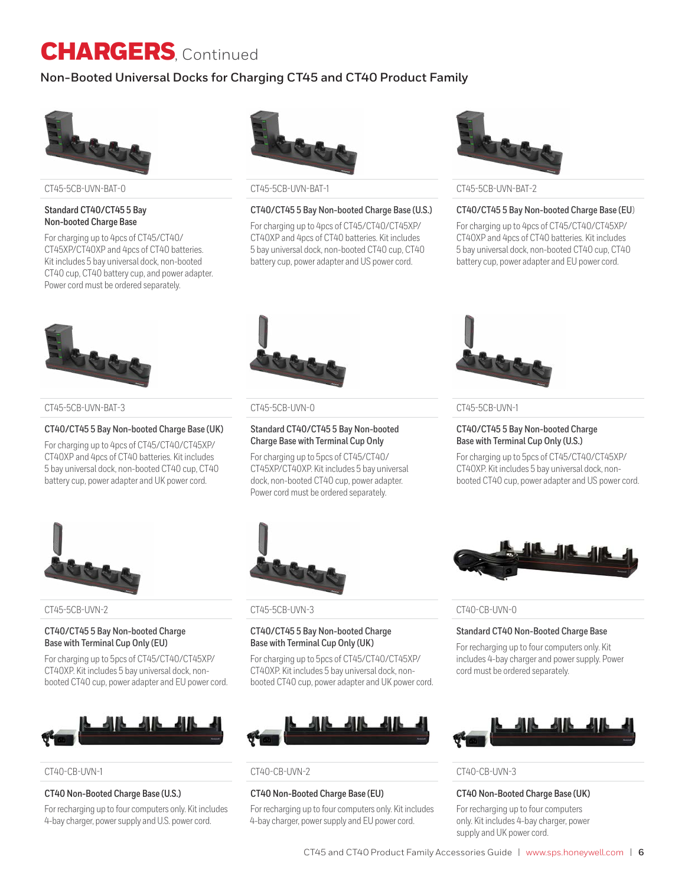# CHARGERS, Continued

## Non-Booted Universal Docks for Charging CT45 and CT40 Product Family

CT45-5CB-UVN-BAT-0

**Standard CT40/CT45 5 Bay Non-booted Charge Base**

For charging up to 4pcs of CT45/CT40/CT45XP/CT40XP and 4pcs of CT40 batteries. Kit includes 5 bay universal dock, non-booted CT40 cup, CT40 battery cup, and power adapter. Power cord must be ordered separately.

CT45-5CB-UVN-BAT-1

**CT40/CT45 5 Bay Non-booted Charge Base (U.S.)**

For charging up to 4pcs of CT45/CT40/CT45XP/CT40XP and 4pcs of CT40 batteries. Kit includes 5 bay universal dock, non-booted CT40 cup, CT40 battery cup, power adapter and US power cord.

CT45-5CB-UVN-BAT-2

**CT40/CT45 5 Bay Non-booted Charge Base (EU)**

For charging up to 4pcs of CT45/CT40/CT45XP/CT40XP and 4pcs of CT40 batteries. Kit includes 5 bay universal dock, non-booted CT40 cup, CT40 battery cup, power adapter and EU power cord.

CT45-5CB-UVN-BAT-3

**CT40/CT45 5 Bay Non-booted Charge Base (UK)**

For charging up to 4pcs of CT45/CT40/CT45XP/CT40XP and 4pcs of CT40 batteries. Kit includes 5 bay universal dock, non-booted CT40 cup, CT40 battery cup, power adapter and UK power cord.

CT45-5CB-UVN-0

**Standard CT40/CT45 5 Bay Non-booted Charge Base with Terminal Cup Only**

For charging up to 5pcs of CT45/CT40/CT45XP/CT40XP. Kit includes 5 bay universal dock, non-booted CT40 cup, power adapter. Power cord must be ordered separately.

CT45-5CB-UVN-1

**CT40/CT45 5 Bay Non-booted Charge Base with Terminal Cup Only (U.S.)**

For charging up to 5pcs of CT45/CT40/CT45XP/CT40XP. Kit includes 5 bay universal dock, non-booted CT40 cup, power adapter and US power cord.

CT45-5CB-UVN-2

**CT40/CT45 5 Bay Non-booted Charge Base with Terminal Cup Only (EU)**

For charging up to 5pcs of CT45/CT40/CT45XP/CT40XP. Kit includes 5 bay universal dock, non-booted CT40 cup, power adapter and EU power cord.

CT45-5CB-UVN-3

**CT40/CT45 5 Bay Non-booted Charge Base with Terminal Cup Only (UK)**

For charging up to 5pcs of CT45/CT40/CT45XP/CT40XP. Kit includes 5 bay universal dock, non-booted CT40 cup, power adapter and UK power cord.

CT40-CB-UVN-0

**Standard CT40 Non-Booted Charge Base**

For recharging up to four computers only. Kit includes 4-bay charger and power supply. Power cord must be ordered separately.

CT40-CB-UVN-1

**CT40 Non-Booted Charge Base (U.S.)**

For recharging up to four computers only. Kit includes 4-bay charger, power supply and U.S. power cord.

CT40-CB-UVN-2

**CT40 Non-Booted Charge Base (EU)**

For recharging up to four computers only. Kit includes 4-bay charger, power supply and EU power cord.

CT40-CB-UVN-3

**CT40 Non-Booted Charge Base (UK)**

For recharging up to four computers only. Kit includes 4-bay charger, power supply and UK power cord.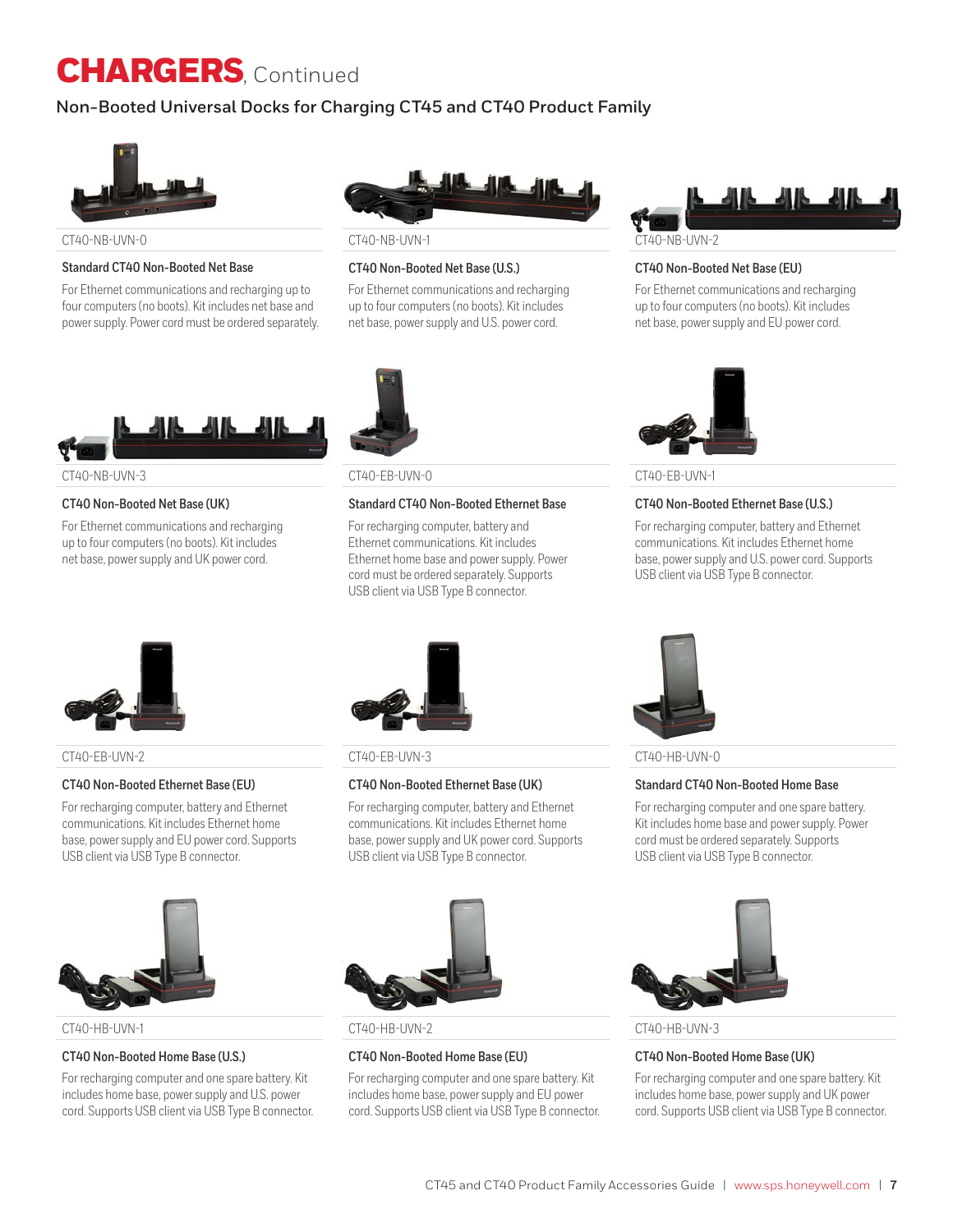# CHARGERS, Continued

## Non-Booted Universal Docks for Charging CT45 and CT40 Product Family

CT40-NB-UVN-0

### Standard CT40 Non-Booted Net Base

For Ethernet communications and recharging up to four computers (no boots). Kit includes net base and power supply. Power cord must be ordered separately.

CT40-NB-UVN-1

### CT40 Non-Booted Net Base (U.S.)

For Ethernet communications and recharging up to four computers (no boots). Kit includes net base, power supply and U.S. power cord.

CT40-NB-UVN-2

### CT40 Non-Booted Net Base (EU)

For Ethernet communications and recharging up to four computers (no boots). Kit includes net base, power supply and EU power cord.

CT40-NB-UVN-3

### CT40 Non-Booted Net Base (UK)

For Ethernet communications and recharging up to four computers (no boots). Kit includes net base, power supply and UK power cord.

CT40-EB-UVN-0

### Standard CT40 Non-Booted Ethernet Base

For recharging computer, battery and Ethernet communications. Kit includes Ethernet home base and power supply. Power cord must be ordered separately. Supports USB client via USB Type B connector.

CT40-EB-UVN-1

### CT40 Non-Booted Ethernet Base (U.S.)

For recharging computer, battery and Ethernet communications. Kit includes Ethernet home base, power supply and U.S. power cord. Supports USB client via USB Type B connector.

CT40-EB-UVN-2

### CT40 Non-Booted Ethernet Base (EU)

For recharging computer, battery and Ethernet communications. Kit includes Ethernet home base, power supply and EU power cord. Supports USB client via USB Type B connector.

CT40-EB-UVN-3

### CT40 Non-Booted Ethernet Base (UK)

For recharging computer, battery and Ethernet communications. Kit includes Ethernet home base, power supply and UK power cord. Supports USB client via USB Type B connector.

CT40-HB-UVN-0

### Standard CT40 Non-Booted Home Base

For recharging computer and one spare battery. Kit includes home base and power supply. Power cord must be ordered separately. Supports USB client via USB Type B connector.

CT40-HB-UVN-1

### CT40 Non-Booted Home Base (U.S.)

For recharging computer and one spare battery. Kit includes home base, power supply and U.S. power cord. Supports USB client via USB Type B connector.

CT40-HB-UVN-2

### CT40 Non-Booted Home Base (EU)

For recharging computer and one spare battery. Kit includes home base, power supply and EU power cord. Supports USB client via USB Type B connector.

CT40-HB-UVN-3

### CT40 Non-Booted Home Base (UK)

For recharging computer and one spare battery. Kit includes home base, power supply and UK power cord. Supports USB client via USB Type B connector.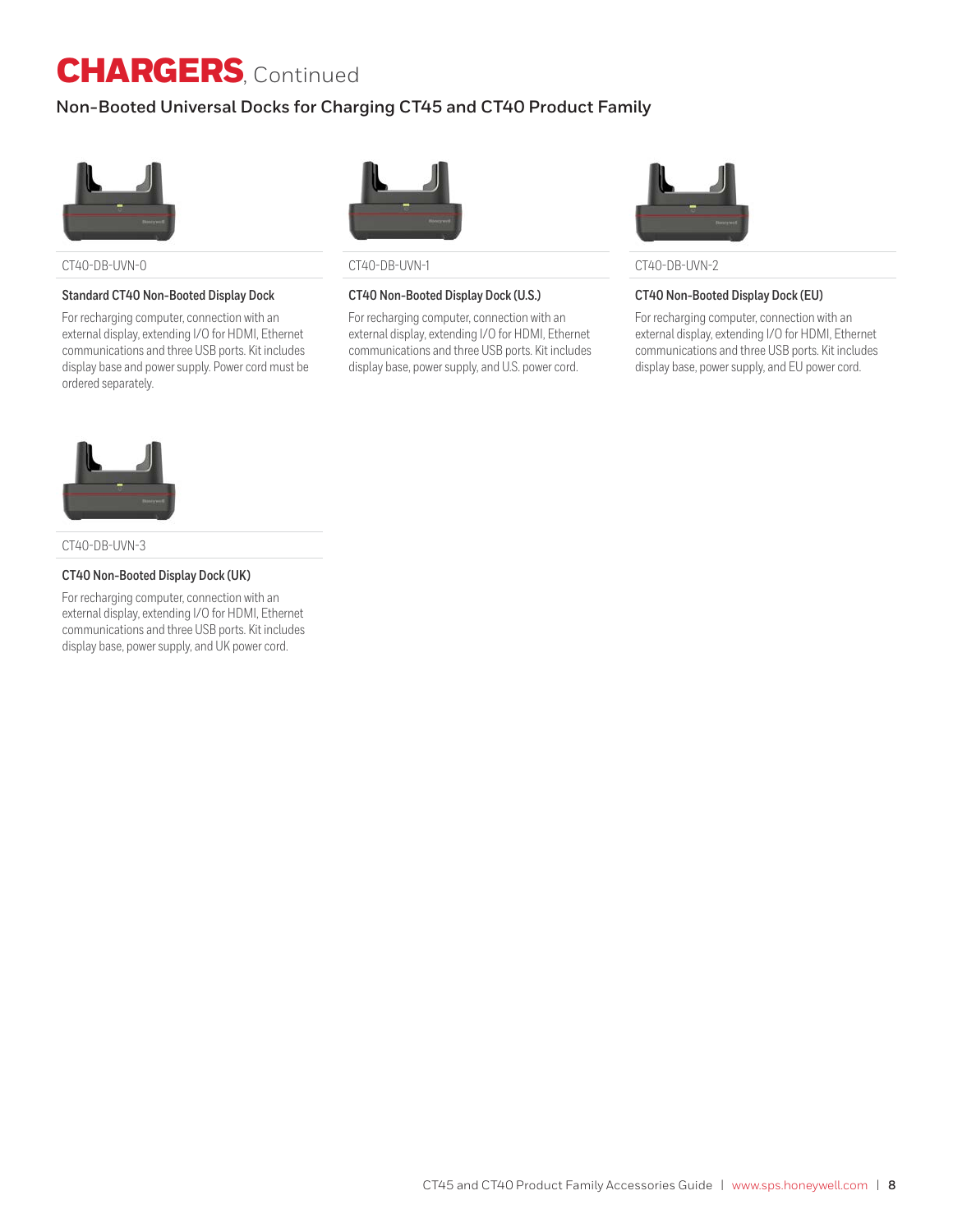# CHARGERS, Continued

## Non-Booted Universal Docks for Charging CT45 and CT40 Product Family

CT40-DB-UVN-0

### Standard CT40 Non-Booted Display Dock

For recharging computer, connection with an external display, extending I/O for HDMI, Ethernet communications and three USB ports. Kit includes display base and power supply. Power cord must be ordered separately.

CT40-DB-UVN-1

### CT40 Non-Booted Display Dock (U.S.)

For recharging computer, connection with an external display, extending I/O for HDMI, Ethernet communications and three USB ports. Kit includes display base, power supply, and U.S. power cord.

CT40-DB-UVN-2

### CT40 Non-Booted Display Dock (EU)

For recharging computer, connection with an external display, extending I/O for HDMI, Ethernet communications and three USB ports. Kit includes display base, power supply, and EU power cord.

CT40-DB-UVN-3

### CT40 Non-Booted Display Dock (UK)

For recharging computer, connection with an external display, extending I/O for HDMI, Ethernet communications and three USB ports. Kit includes display base, power supply, and UK power cord.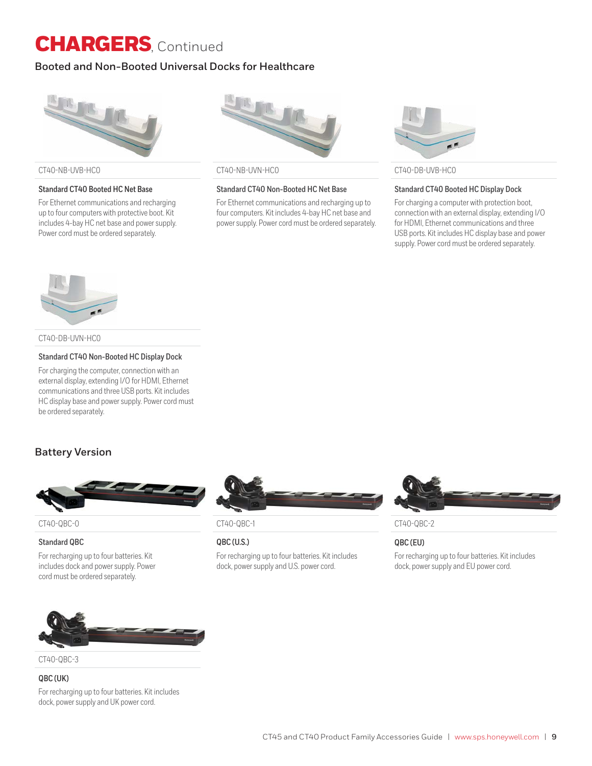# CHARGERS, Continued

## Booted and Non-Booted Universal Docks for Healthcare

CT40-NB-UVB-HC0

### Standard CT40 Booted HC Net Base

For Ethernet communications and recharging up to four computers with protective boot. Kit includes 4-bay HC net base and power supply. Power cord must be ordered separately.

CT40-NB-UVN-HC0

### Standard CT40 Non-Booted HC Net Base

For Ethernet communications and recharging up to four computers. Kit includes 4-bay HC net base and power supply. Power cord must be ordered separately.

CT40-DB-UVB-HC0

### Standard CT40 Booted HC Display Dock

For charging a computer with protection boot, connection with an external display, extending I/O for HDMI, Ethernet communications and three USB ports. Kit includes HC display base and power supply. Power cord must be ordered separately.

CT40-DB-UVN-HC0

### Standard CT40 Non-Booted HC Display Dock

For charging the computer, connection with an external display, extending I/O for HDMI, Ethernet communications and three USB ports. Kit includes HC display base and power supply. Power cord must be ordered separately.

## Battery Version

CT40-QBC-0

### Standard QBC

For recharging up to four batteries. Kit includes dock and power supply. Power cord must be ordered separately.

CT40-QBC-1

### QBC (U.S.)

For recharging up to four batteries. Kit includes dock, power supply and U.S. power cord.

CT40-QBC-2

### QBC (EU)

For recharging up to four batteries. Kit includes dock, power supply and EU power cord.

CT40-QBC-3

### QBC (UK)

For recharging up to four batteries. Kit includes dock, power supply and UK power cord.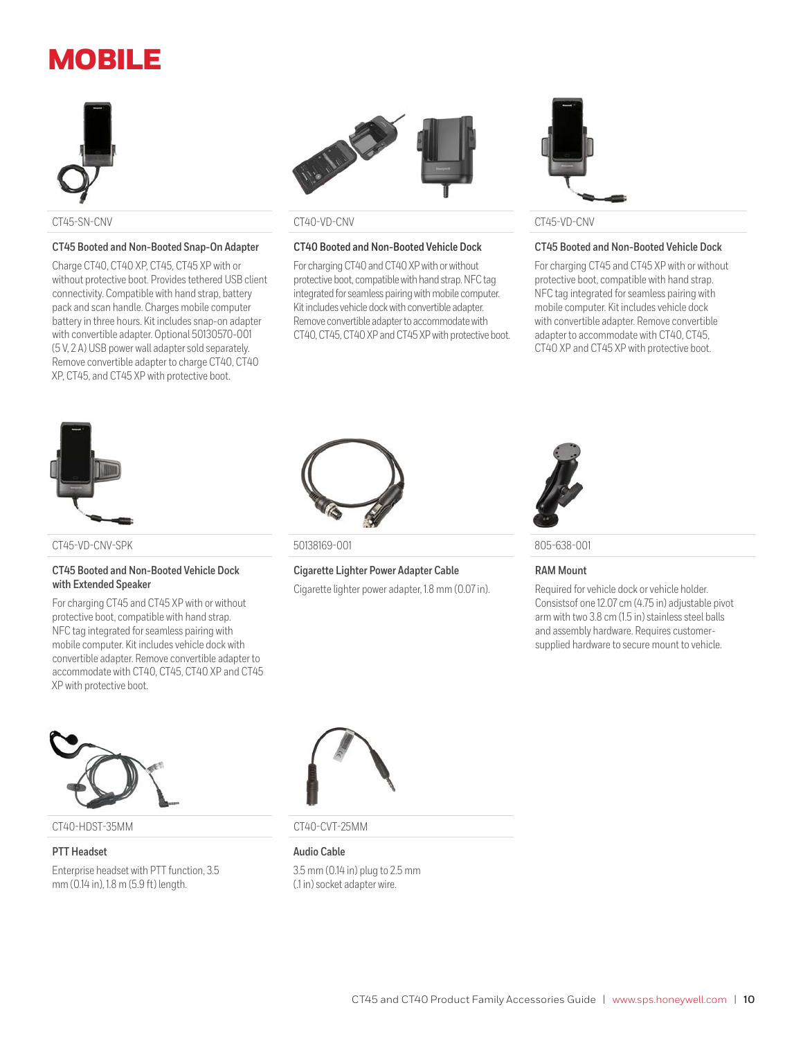# MOBILE

CT45-SN-CNV

### CT45 Booted and Non-Booted Snap-On Adapter

Charge CT40, CT40 XP, CT45, CT45 XP with or without protective boot. Provides tethered USB client connectivity. Compatible with hand strap, battery pack and scan handle. Charges mobile computer battery in three hours. Kit includes snap-on adapter with convertible adapter. Optional 50130570-001 (5 V, 2 A) USB power wall adapter sold separately. Remove convertible adapter to charge CT40, CT40 XP, CT45, and CT45 XP with protective boot.

CT40-VD-CNV

### CT40 Booted and Non-Booted Vehicle Dock

For charging CT40 and CT40 XP with or without protective boot, compatible with hand strap. NFC tag integrated for seamless pairing with mobile computer. Kit includes vehicle dock with convertible adapter. Remove convertible adapter to accommodate with CT40, CT45, CT40 XP and CT45 XP with protective boot.

CT45-VD-CNV

### CT45 Booted and Non-Booted Vehicle Dock

For charging CT45 and CT45 XP with or without protective boot, compatible with hand strap. NFC tag integrated for seamless pairing with mobile computer. Kit includes vehicle dock with convertible adapter. Remove convertible adapter to accommodate with CT40, CT45, CT40 XP and CT45 XP with protective boot.

CT45-VD-CNV-SPK

### CT45 Booted and Non-Booted Vehicle Dock with Extended Speaker

For charging CT45 and CT45 XP with or without protective boot, compatible with hand strap. NFC tag integrated for seamless pairing with mobile computer. Kit includes vehicle dock with convertible adapter. Remove convertible adapter to accommodate with CT40, CT45, CT40 XP and CT45 XP with protective boot.

50138169-001

### Cigarette Lighter Power Adapter Cable

Cigarette lighter power adapter, 1.8 mm (0.07 in).

805-638-001

### RAM Mount

Required for vehicle dock or vehicle holder. Consistsof one 12.07 cm (4.75 in) adjustable pivot arm with two 3.8 cm (1.5 in) stainless steel balls and assembly hardware. Requires customer-supplied hardware to secure mount to vehicle.

CT40-HDST-35MM

### PTT Headset

Enterprise headset with PTT function, 3.5 mm (0.14 in), 1.8 m (5.9 ft) length.

CT40-CVT-25MM

### Audio Cable

3.5 mm (0.14 in) plug to 2.5 mm (.1 in) socket adapter wire.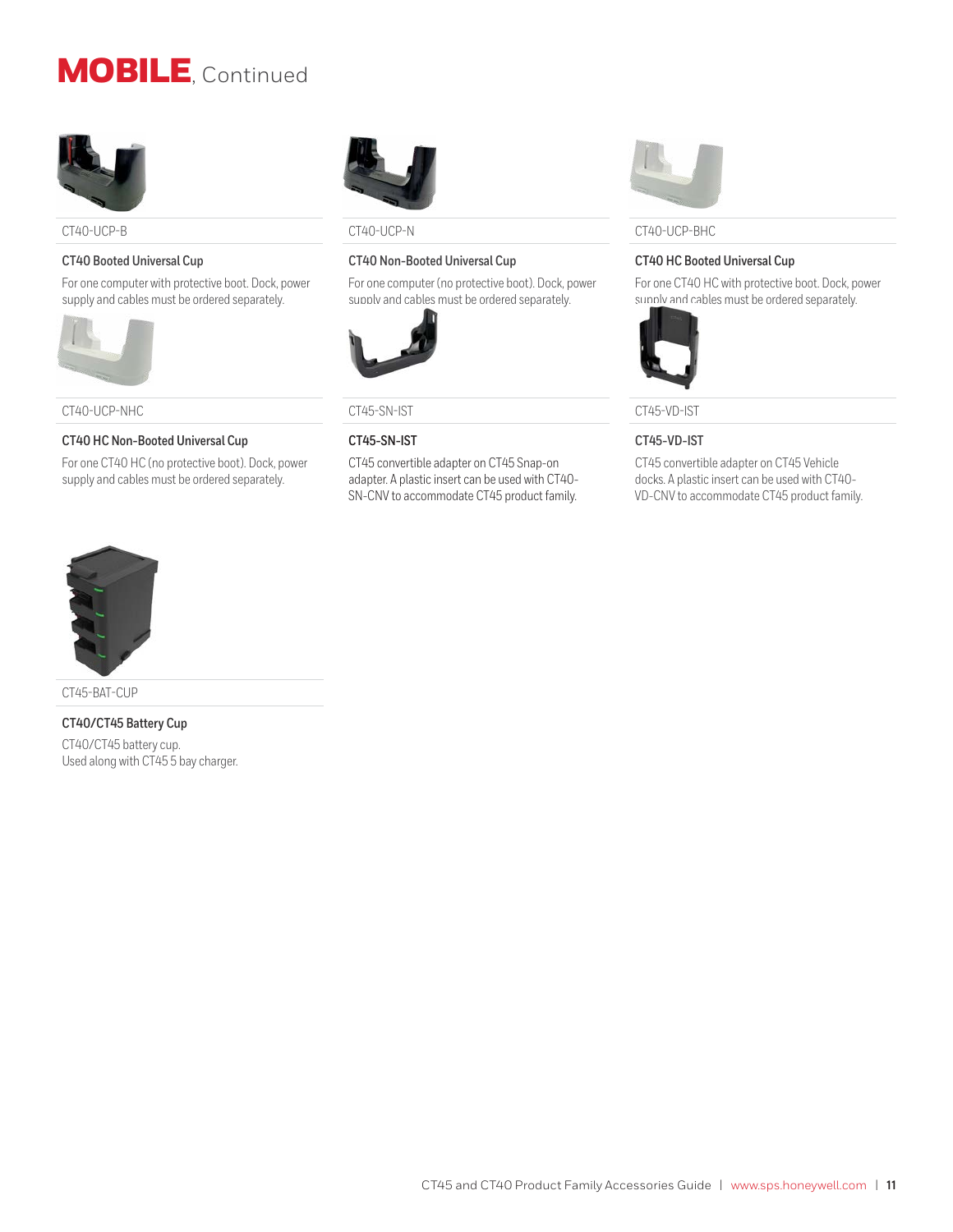# MOBILE, Continued

CT40-UCP-B

### CT40 Booted Universal Cup

For one computer with protective boot. Dock, power supply and cables must be ordered separately.

CT40-UCP-N

### CT40 Non-Booted Universal Cup

For one computer (no protective boot). Dock, power supply and cables must be ordered separately.

CT40-UCP-BHC

### CT40 HC Booted Universal Cup

For one CT40 HC with protective boot. Dock, power supply and cables must be ordered separately.

CT40-UCP-NHC

### CT40 HC Non-Booted Universal Cup

For one CT40 HC (no protective boot). Dock, power supply and cables must be ordered separately.

CT45-SN-IST

### CT45-SN-IST

CT45 convertible adapter on CT45 Snap-on adapter. A plastic insert can be used with CT40-SN-CNV to accommodate CT45 product family.

CT45-VD-IST

### CT45-VD-IST

CT45 convertible adapter on CT45 Vehicle docks. A plastic insert can be used with CT40-VD-CNV to accommodate CT45 product family.

CT45-BAT-CUP

### CT40/CT45 Battery Cup

CT40/CT45 battery cup.
Used along with CT45 5 bay charger.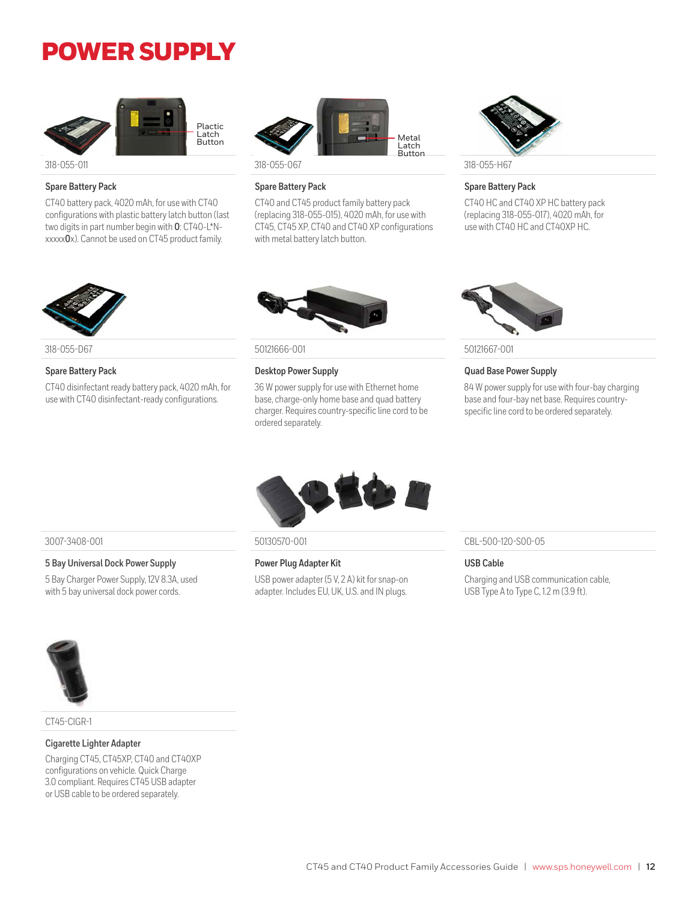# POWER SUPPLY

318-055-011

### Spare Battery Pack

CT40 battery pack, 4020 mAh, for use with CT40 configurations with plastic battery latch button (last two digits in part number begin with **0**: CT40-L*N-xxxxx**0**x). Cannot be used on CT45 product family.

318-055-067

### Spare Battery Pack

CT40 and CT45 product family battery pack (replacing 318-055-015), 4020 mAh, for use with CT45, CT45 XP, CT40 and CT40 XP configurations with metal battery latch button.

318-055-H67

### Spare Battery Pack

CT40 HC and CT40 XP HC battery pack (replacing 318-055-017), 4020 mAh, for use with CT40 HC and CT40XP HC.

318-055-D67

### Spare Battery Pack

CT40 disinfectant ready battery pack, 4020 mAh, for use with CT40 disinfectant-ready configurations.

50121666-001

### Desktop Power Supply

36 W power supply for use with Ethernet home base, charge-only home base and quad battery charger. Requires country-specific line cord to be ordered separately.

50121667-001

### Quad Base Power Supply

84 W power supply for use with four-bay charging base and four-bay net base. Requires country-specific line cord to be ordered separately.

3007-3408-001

### 5 Bay Universal Dock Power Supply

5 Bay Charger Power Supply, 12V 8.3A, used with 5 bay universal dock power cords.

50130570-001

### Power Plug Adapter Kit

USB power adapter (5 V, 2 A) kit for snap-on adapter. Includes EU, UK, U.S. and IN plugs.

CBL-500-120-S00-05

### USB Cable

Charging and USB communication cable, USB Type A to Type C, 1.2 m (3.9 ft).

CT45-CIGR-1

### Cigarette Lighter Adapter

Charging CT45, CT45XP, CT40 and CT40XP configurations on vehicle. Quick Charge 3.0 compliant. Requires CT45 USB adapter or USB cable to be ordered separately.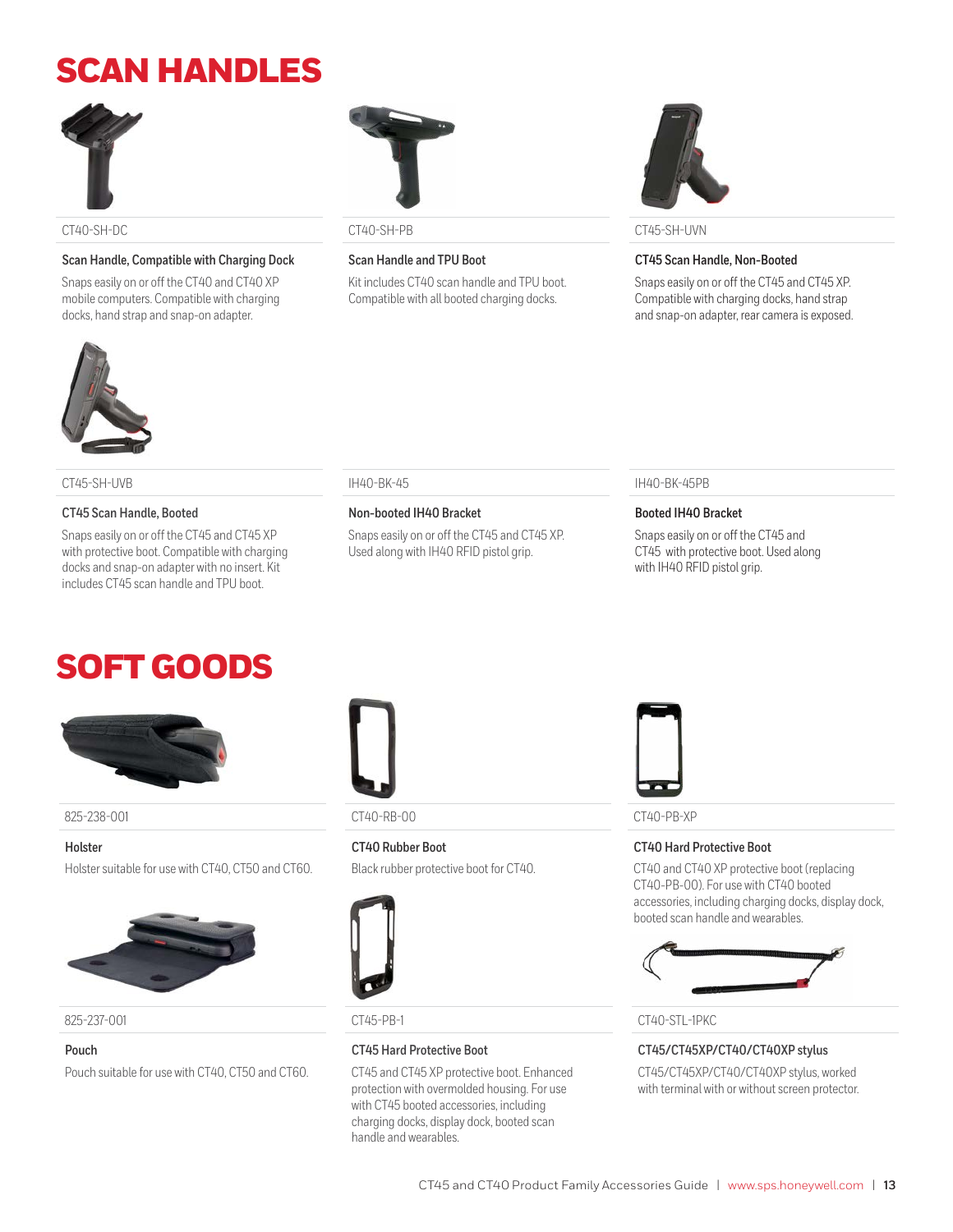# SCAN HANDLES

CT40-SH-DC

**Scan Handle, Compatible with Charging Dock**

Snaps easily on or off the CT40 and CT40 XP mobile computers. Compatible with charging docks, hand strap and snap-on adapter.

CT40-SH-PB

**Scan Handle and TPU Boot**

Kit includes CT40 scan handle and TPU boot. Compatible with all booted charging docks.

CT45-SH-UVN

**CT45 Scan Handle, Non-Booted**

Snaps easily on or off the CT45 and CT45 XP. Compatible with charging docks, hand strap and snap-on adapter, rear camera is exposed.

CT45-SH-UVB

**CT45 Scan Handle, Booted**

Snaps easily on or off the CT45 and CT45 XP with protective boot. Compatible with charging docks and snap-on adapter with no insert. Kit includes CT45 scan handle and TPU boot.

IH40-BK-45

**Non-booted IH40 Bracket**

Snaps easily on or off the CT45 and CT45 XP. Used along with IH40 RFID pistol grip.

IH40-BK-45PB

**Booted IH40 Bracket**

Snaps easily on or off the CT45 and CT45 with protective boot. Used along with IH40 RFID pistol grip.

# SOFT GOODS

825-238-001

**Holster**

Holster suitable for use with CT40, CT50 and CT60.

CT40-RB-00

**CT40 Rubber Boot**

Black rubber protective boot for CT40.

CT40-PB-XP

**CT40 Hard Protective Boot**

CT40 and CT40 XP protective boot (replacing CT40-PB-00). For use with CT40 booted accessories, including charging docks, display dock, booted scan handle and wearables.

825-237-001

**Pouch**

Pouch suitable for use with CT40, CT50 and CT60.

CT45-PB-1

**CT45 Hard Protective Boot**

CT45 and CT45 XP protective boot. Enhanced protection with overmolded housing. For use with CT45 booted accessories, including charging docks, display dock, booted scan handle and wearables.

CT40-STL-1PKC

**CT45/CT45XP/CT40/CT40XP stylus**

CT45/CT45XP/CT40/CT40XP stylus, worked with terminal with or without screen protector.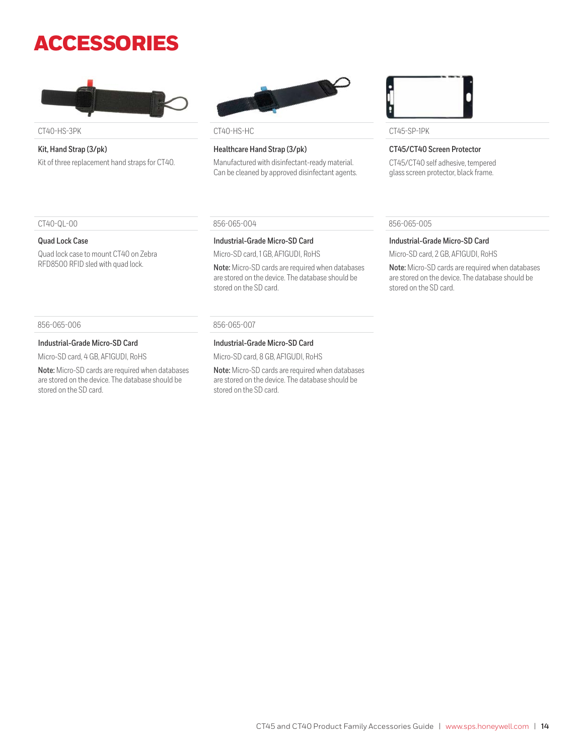# ACCESSORIES

CT40-HS-3PK

**Kit, Hand Strap (3/pk)**

Kit of three replacement hand straps for CT40.

CT40-HS-HC

**Healthcare Hand Strap (3/pk)**

Manufactured with disinfectant-ready material. Can be cleaned by approved disinfectant agents.

CT45-SP-1PK

**CT45/CT40 Screen Protector**

CT45/CT40 self adhesive, tempered glass screen protector, black frame.

CT40-QL-00

**Quad Lock Case**

Quad lock case to mount CT40 on Zebra RFD8500 RFID sled with quad lock.

856-065-004

**Industrial-Grade Micro-SD Card**

Micro-SD card, 1 GB, AF1GUDI, RoHS

**Note:** Micro-SD cards are required when databases are stored on the device. The database should be stored on the SD card.

856-065-005

**Industrial-Grade Micro-SD Card**

Micro-SD card, 2 GB, AF1GUDI, RoHS

**Note:** Micro-SD cards are required when databases are stored on the device. The database should be stored on the SD card.

856-065-006

**Industrial-Grade Micro-SD Card**

Micro-SD card, 4 GB, AF1GUDI, RoHS

**Note:** Micro-SD cards are required when databases are stored on the device. The database should be stored on the SD card.

856-065-007

**Industrial-Grade Micro-SD Card**

Micro-SD card, 8 GB, AF1GUDI, RoHS

**Note:** Micro-SD cards are required when databases are stored on the device. The database should be stored on the SD card.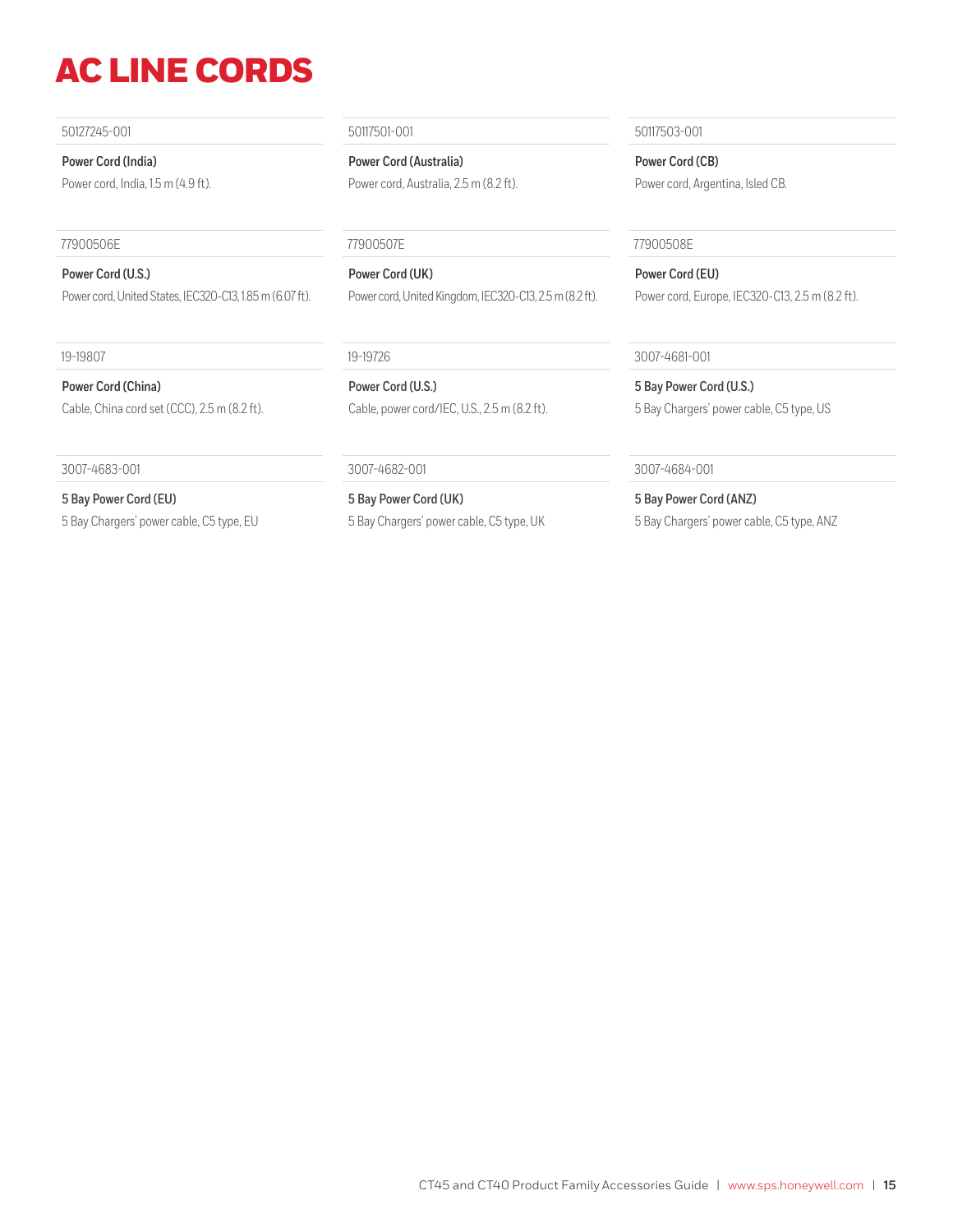# AC LINE CORDS

50127245-001

**Power Cord (India)**

Power cord, India, 1.5 m (4.9 ft).

50117501-001

**Power Cord (Australia)**

Power cord, Australia, 2.5 m (8.2 ft).

50117503-001

**Power Cord (CB)**

Power cord, Argentina, Isled CB.

77900506E

**Power Cord (U.S.)**

Power cord, United States, IEC320-C13, 1.85 m (6.07 ft).

77900507E

**Power Cord (UK)**

Power cord, United Kingdom, IEC320-C13, 2.5 m (8.2 ft).

77900508E

**Power Cord (EU)**

Power cord, Europe, IEC320-C13, 2.5 m (8.2 ft).

19-19807

**Power Cord (China)**

Cable, China cord set (CCC), 2.5 m (8.2 ft).

19-19726

**Power Cord (U.S.)**

Cable, power cord/IEC, U.S., 2.5 m (8.2 ft).

3007-4681-001

**5 Bay Power Cord (U.S.)**

5 Bay Chargers' power cable, C5 type, US

3007-4683-001

**5 Bay Power Cord (EU)**

5 Bay Chargers' power cable, C5 type, EU

3007-4682-001

**5 Bay Power Cord (UK)**

5 Bay Chargers' power cable, C5 type, UK

3007-4684-001

**5 Bay Power Cord (ANZ)**

5 Bay Chargers' power cable, C5 type, ANZ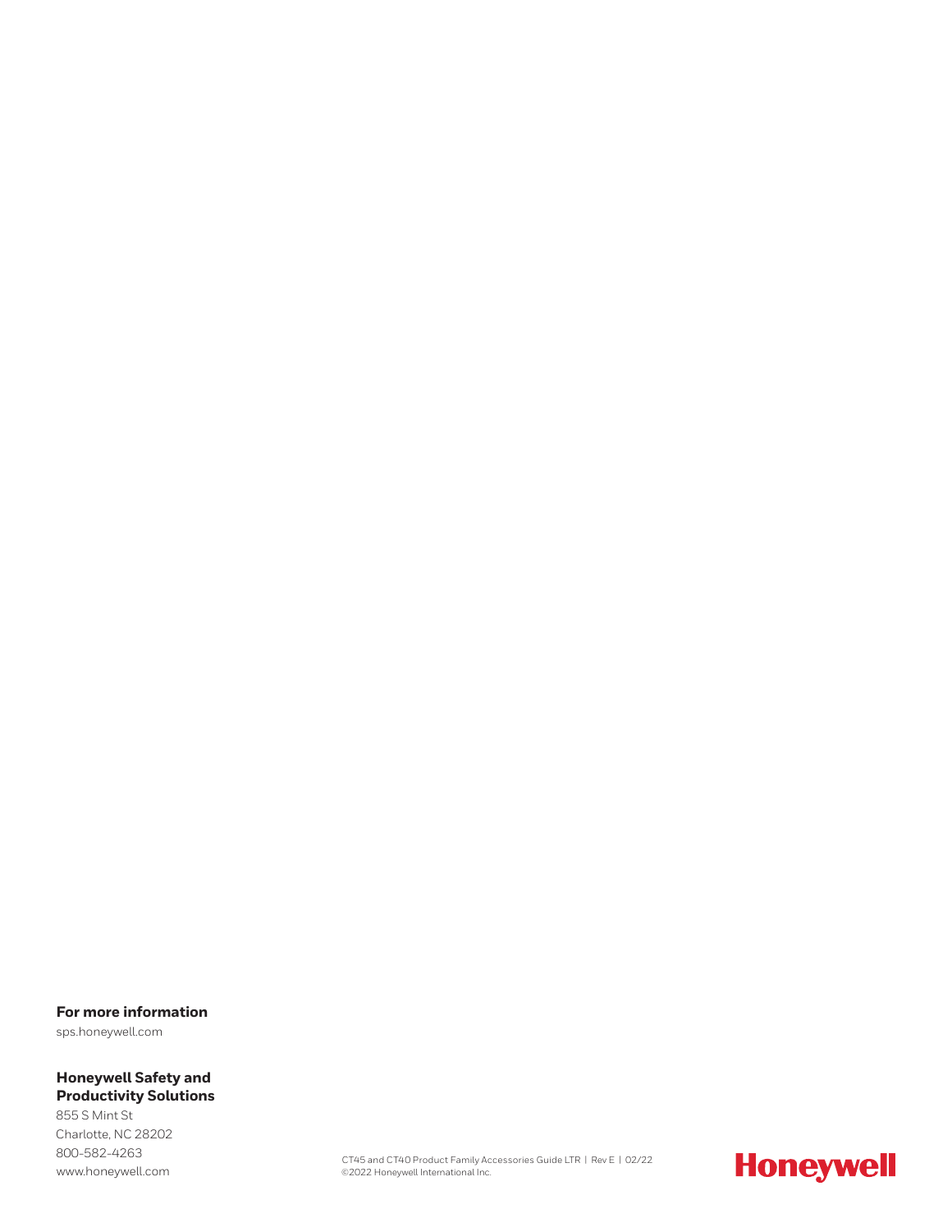**For more information**

sps.honeywell.com

**Honeywell Safety and Productivity Solutions**

855 S Mint St
Charlotte, NC 28202
800-582-4263
www.honeywell.com

CT45 and CT40 Product Family Accessories Guide LTR | Rev E | 02/22
©2022 Honeywell International Inc.

Honeywell